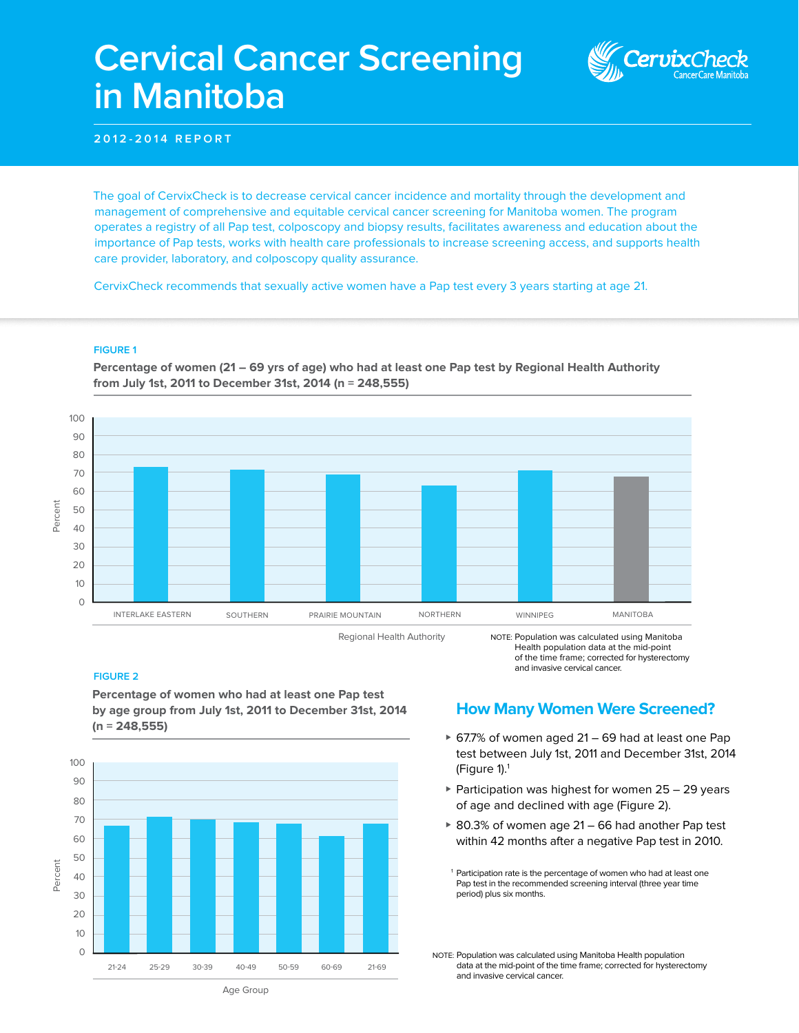# Cervical Cancer Screening in Manitoba

CervixCheck
CancerCare Manitoba

**2012-2014 REPORT**

The goal of CervixCheck is to decrease cervical cancer incidence and mortality through the development and management of comprehensive and equitable cervical cancer screening for Manitoba women. The program operates a registry of all Pap test, colposcopy and biopsy results, facilitates awareness and education about the importance of Pap tests, works with health care professionals to increase screening access, and supports health care provider, laboratory, and colposcopy quality assurance.

CervixCheck recommends that sexually active women have a Pap test every 3 years starting at age 21.

**FIGURE 1**

**Percentage of women (21 – 69 yrs of age) who had at least one Pap test by Regional Health Authority from July 1st, 2011 to December 31st, 2014 (n = 248,555)**

Percent: 0, 10, 20, 30, 40, 50, 60, 70, 80, 90, 100

INTERLAKE EASTERN, SOUTHERN, PRAIRIE MOUNTAIN, NORTHERN, WINNIPEG, MANITOBA

Regional Health Authority

NOTE: Population was calculated using Manitoba Health population data at the mid-point of the time frame; corrected for hysterectomy and invasive cervical cancer.

**FIGURE 2**

**Percentage of women who had at least one Pap test by age group from July 1st, 2011 to December 31st, 2014 (n = 248,555)**

Percent: 0, 10, 20, 30, 40, 50, 60, 70, 80, 90, 100

21-24, 25-29, 30-39, 40-49, 50-59, 60-69, 21-69

Age Group

## How Many Women Were Screened?

- 67.7% of women aged 21 – 69 had at least one Pap test between July 1st, 2011 and December 31st, 2014 (Figure 1).[1]
- Participation was highest for women 25 – 29 years of age and declined with age (Figure 2).
- 80.3% of women age 21 – 66 had another Pap test within 42 months after a negative Pap test in 2010.

[1] Participation rate is the percentage of women who had at least one Pap test in the recommended screening interval (three year time period) plus six months.

NOTE: Population was calculated using Manitoba Health population data at the mid-point of the time frame; corrected for hysterectomy and invasive cervical cancer.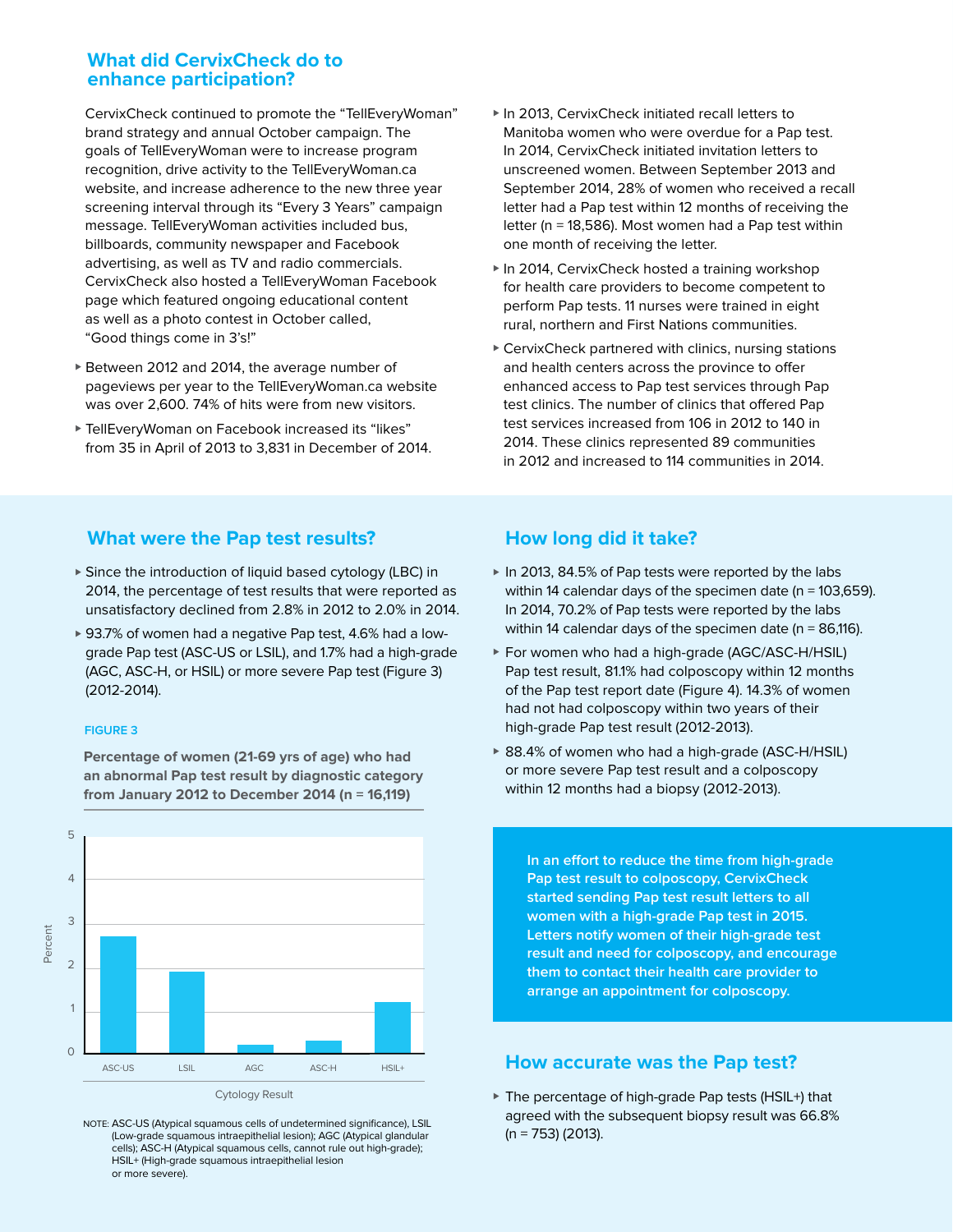## What did CervixCheck do to enhance participation?

CervixCheck continued to promote the "TellEveryWoman" brand strategy and annual October campaign. The goals of TellEveryWoman were to increase program recognition, drive activity to the TellEveryWoman.ca website, and increase adherence to the new three year screening interval through its "Every 3 Years" campaign message. TellEveryWoman activities included bus, billboards, community newspaper and Facebook advertising, as well as TV and radio commercials. CervixCheck also hosted a TellEveryWoman Facebook page which featured ongoing educational content as well as a photo contest in October called, "Good things come in 3's!"

- Between 2012 and 2014, the average number of pageviews per year to the TellEveryWoman.ca website was over 2,600. 74% of hits were from new visitors.
- TellEveryWoman on Facebook increased its "likes" from 35 in April of 2013 to 3,831 in December of 2014.
- In 2013, CervixCheck initiated recall letters to Manitoba women who were overdue for a Pap test. In 2014, CervixCheck initiated invitation letters to unscreened women. Between September 2013 and September 2014, 28% of women who received a recall letter had a Pap test within 12 months of receiving the letter (n = 18,586). Most women had a Pap test within one month of receiving the letter.
- In 2014, CervixCheck hosted a training workshop for health care providers to become competent to perform Pap tests. 11 nurses were trained in eight rural, northern and First Nations communities.
- CervixCheck partnered with clinics, nursing stations and health centers across the province to offer enhanced access to Pap test services through Pap test clinics. The number of clinics that offered Pap test services increased from 106 in 2012 to 140 in 2014. These clinics represented 89 communities in 2012 and increased to 114 communities in 2014.

## What were the Pap test results?

- Since the introduction of liquid based cytology (LBC) in 2014, the percentage of test results that were reported as unsatisfactory declined from 2.8% in 2012 to 2.0% in 2014.
- 93.7% of women had a negative Pap test, 4.6% had a low-grade Pap test (ASC-US or LSIL), and 1.7% had a high-grade (AGC, ASC-H, or HSIL) or more severe Pap test (Figure 3) (2012-2014).

FIGURE 3

**Percentage of women (21-69 yrs of age) who had an abnormal Pap test result by diagnostic category from January 2012 to December 2014 (n = 16,119)**

| Cytology Result | Percent (approx.) |
|---|---|
| ASC-US | 2.7 |
| LSIL | 1.9 |
| AGC | 0.2 |
| ASC-H | 0.3 |
| HSIL+ | 1.2 |

NOTE: ASC-US (Atypical squamous cells of undetermined significance), LSIL (Low-grade squamous intraepithelial lesion); AGC (Atypical glandular cells); ASC-H (Atypical squamous cells, cannot rule out high-grade); HSIL+ (High-grade squamous intraepithelial lesion or more severe).

## How long did it take?

- In 2013, 84.5% of Pap tests were reported by the labs within 14 calendar days of the specimen date (n = 103,659). In 2014, 70.2% of Pap tests were reported by the labs within 14 calendar days of the specimen date (n = 86,116).
- For women who had a high-grade (AGC/ASC-H/HSIL) Pap test result, 81.1% had colposcopy within 12 months of the Pap test report date (Figure 4). 14.3% of women had not had colposcopy within two years of their high-grade Pap test result (2012-2013).
- 88.4% of women who had a high-grade (ASC-H/HSIL) or more severe Pap test result and a colposcopy within 12 months had a biopsy (2012-2013).

**In an effort to reduce the time from high-grade Pap test result to colposcopy, CervixCheck started sending Pap test result letters to all women with a high-grade Pap test in 2015. Letters notify women of their high-grade test result and need for colposcopy, and encourage them to contact their health care provider to arrange an appointment for colposcopy.**

## How accurate was the Pap test?

- The percentage of high-grade Pap tests (HSIL+) that agreed with the subsequent biopsy result was 66.8% (n = 753) (2013).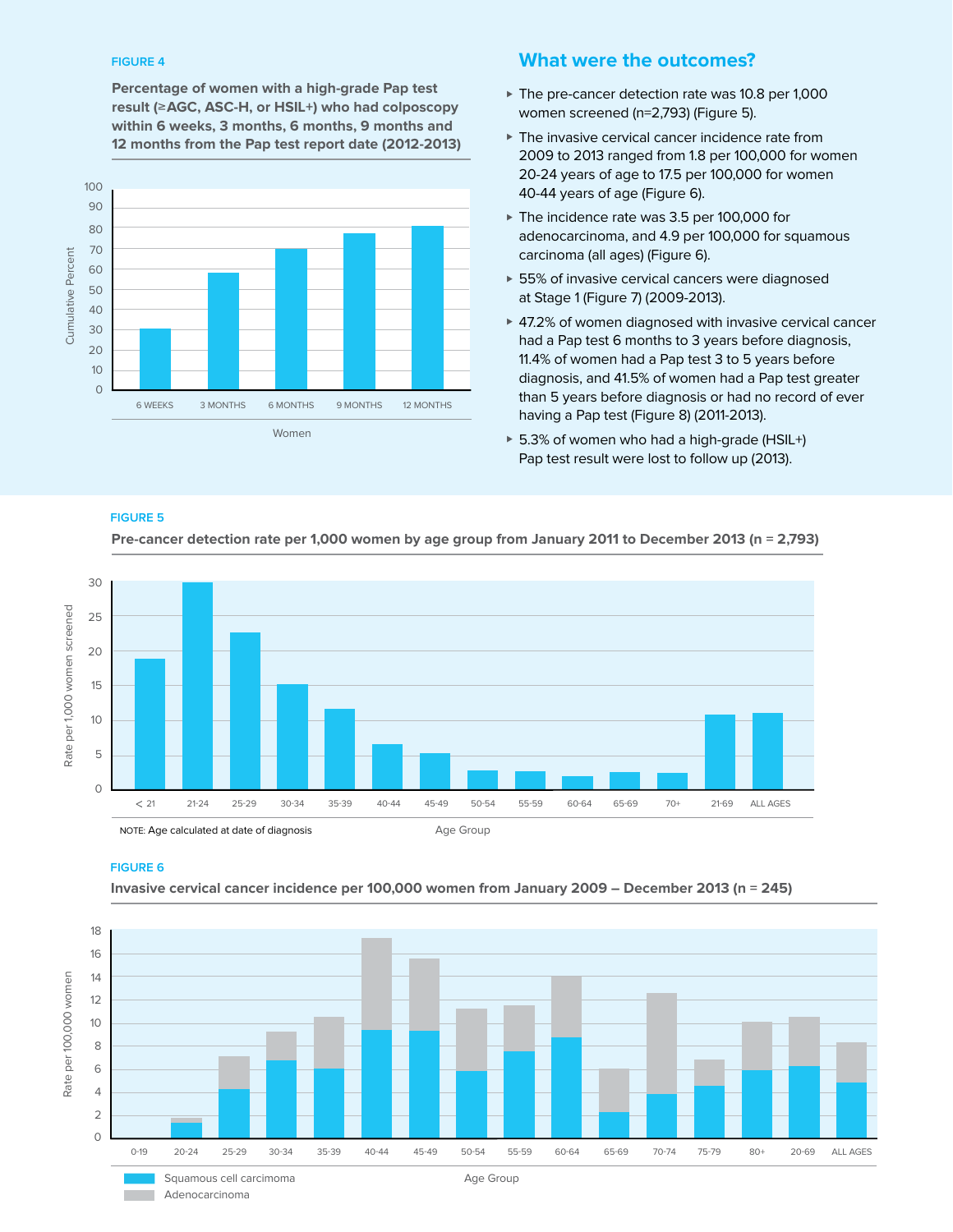FIGURE 4

**Percentage of women with a high-grade Pap test result (≥AGC, ASC-H, or HSIL+) who had colposcopy within 6 weeks, 3 months, 6 months, 9 months and 12 months from the Pap test report date (2012-2013)**

Cumulative Percent

100
90
80
70
60
50
40
30
20
10
0

6 WEEKS | 3 MONTHS | 6 MONTHS | 9 MONTHS | 12 MONTHS

Women

## What were the outcomes?

- The pre-cancer detection rate was 10.8 per 1,000 women screened (n=2,793) (Figure 5).
- The invasive cervical cancer incidence rate from 2009 to 2013 ranged from 1.8 per 100,000 for women 20-24 years of age to 17.5 per 100,000 for women 40-44 years of age (Figure 6).
- The incidence rate was 3.5 per 100,000 for adenocarcinoma, and 4.9 per 100,000 for squamous carcinoma (all ages) (Figure 6).
- 55% of invasive cervical cancers were diagnosed at Stage 1 (Figure 7) (2009-2013).
- 47.2% of women diagnosed with invasive cervical cancer had a Pap test 6 months to 3 years before diagnosis, 11.4% of women had a Pap test 3 to 5 years before diagnosis, and 41.5% of women had a Pap test greater than 5 years before diagnosis or had no record of ever having a Pap test (Figure 8) (2011-2013).
- 5.3% of women who had a high-grade (HSIL+) Pap test result were lost to follow up (2013).

FIGURE 5

**Pre-cancer detection rate per 1,000 women by age group from January 2011 to December 2013 (n = 2,793)**

Rate per 1,000 women screened

30
25
20
15
10
5
0

< 21 | 21-24 | 25-29 | 30-34 | 35-39 | 40-44 | 45-49 | 50-54 | 55-59 | 60-64 | 65-69 | 70+ | 21-69 | ALL AGES

NOTE: Age calculated at date of diagnosis

Age Group

FIGURE 6

**Invasive cervical cancer incidence per 100,000 women from January 2009 – December 2013 (n = 245)**

Rate per 100,000 women

18
16
14
12
10
8
6
4
2
0

0-19 | 20-24 | 25-29 | 30-34 | 35-39 | 40-44 | 45-49 | 50-54 | 55-59 | 60-64 | 65-69 | 70-74 | 75-79 | 80+ | 20-69 | ALL AGES

Squamous cell carcimoma

Adenocarcinoma

Age Group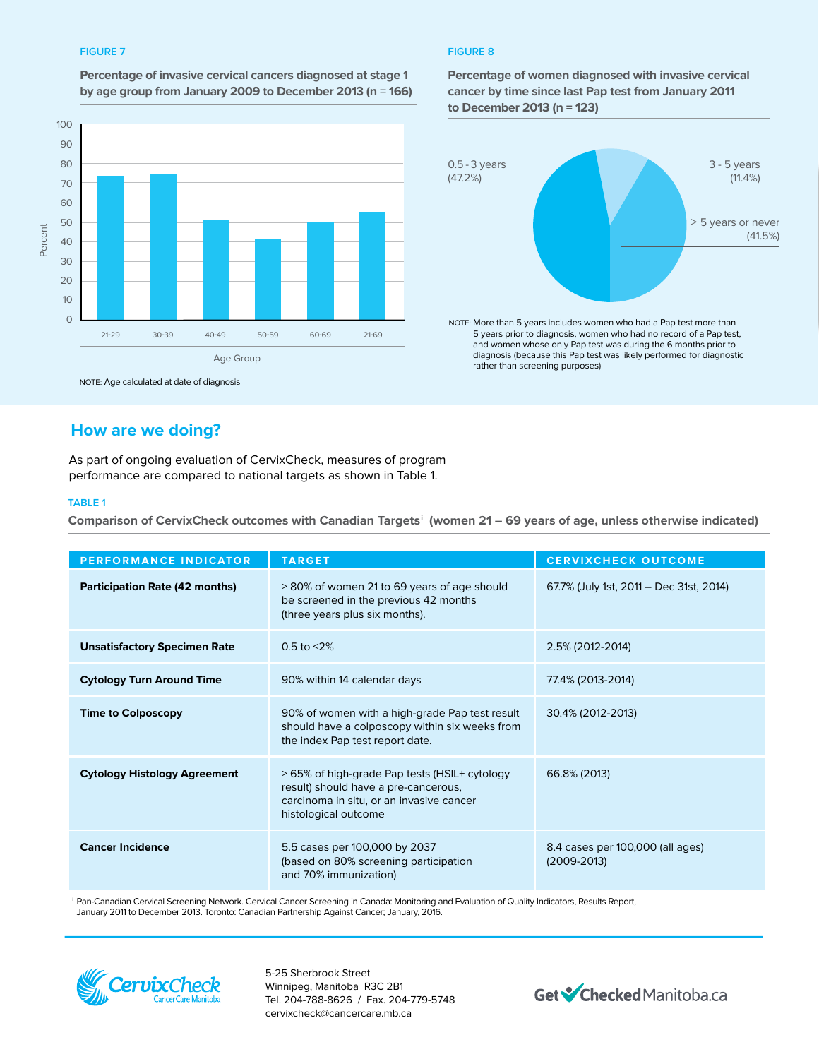FIGURE 7

**Percentage of invasive cervical cancers diagnosed at stage 1 by age group from January 2009 to December 2013 (n = 166)**

100
90
80
70
60
50
40
30
20
10
0

Percent

21-29 30-39 40-49 50-59 60-69 21-69

Age Group

NOTE: Age calculated at date of diagnosis

FIGURE 8

**Percentage of women diagnosed with invasive cervical cancer by time since last Pap test from January 2011 to December 2013 (n = 123)**

0.5 - 3 years (47.2%)

3 - 5 years (11.4%)

> 5 years or never (41.5%)

NOTE: More than 5 years includes women who had a Pap test more than 5 years prior to diagnosis, women who had no record of a Pap test, and women whose only Pap test was during the 6 months prior to diagnosis (because this Pap test was likely performed for diagnostic rather than screening purposes)

## How are we doing?

As part of ongoing evaluation of CervixCheck, measures of program performance are compared to national targets as shown in Table 1.

TABLE 1

**Comparison of CervixCheck outcomes with Canadian Targets[i] (women 21 – 69 years of age, unless otherwise indicated)**

| PERFORMANCE INDICATOR | TARGET | CERVIXCHECK OUTCOME |
|---|---|---|
| **Participation Rate (42 months)** | ≥ 80% of women 21 to 69 years of age should be screened in the previous 42 months (three years plus six months). | 67.7% (July 1st, 2011 – Dec 31st, 2014) |
| **Unsatisfactory Specimen Rate** | 0.5 to ≤2% | 2.5% (2012-2014) |
| **Cytology Turn Around Time** | 90% within 14 calendar days | 77.4% (2013-2014) |
| **Time to Colposcopy** | 90% of women with a high-grade Pap test result should have a colposcopy within six weeks from the index Pap test report date. | 30.4% (2012-2013) |
| **Cytology Histology Agreement** | ≥ 65% of high-grade Pap tests (HSIL+ cytology result) should have a pre-cancerous, carcinoma in situ, or an invasive cancer histological outcome | 66.8% (2013) |
| **Cancer Incidence** | 5.5 cases per 100,000 by 2037 (based on 80% screening participation and 70% immunization) | 8.4 cases per 100,000 (all ages) (2009-2013) |

[i] Pan-Canadian Cervical Screening Network. Cervical Cancer Screening in Canada: Monitoring and Evaluation of Quality Indicators, Results Report, January 2011 to December 2013. Toronto: Canadian Partnership Against Cancer; January, 2016.

CervixCheck CancerCare Manitoba

5-25 Sherbrook Street
Winnipeg, Manitoba R3C 2B1
Tel. 204-788-8626 / Fax. 204-779-5748
cervixcheck@cancercare.mb.ca

GetCheckedManitoba.ca